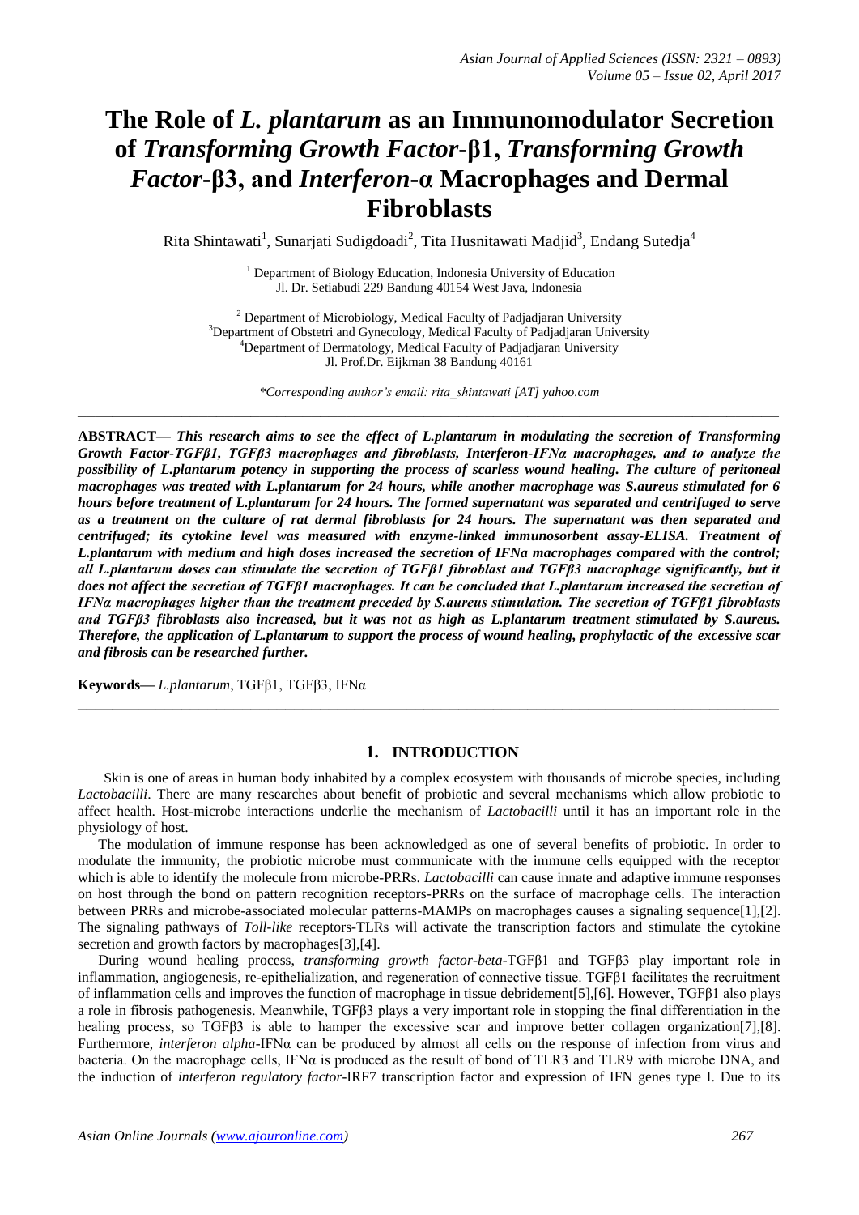# The Role of *L. plantarum* as an Immunomodulator Secretion of *Transforming Growth Factor*-β1, *Transforming Growth Factor*-β3, and *Interferon*-α Macrophages and Dermal Fibroblasts

Rita Shintawati[1], Sunarjati Sudigdoadi[2], Tita Husnitawati Madjid[3], Endang Sutedja[4]

[1] Department of Biology Education, Indonesia University of Education
Jl. Dr. Setiabudi 229 Bandung 40154 West Java, Indonesia

[2] Department of Microbiology, Medical Faculty of Padjadjaran University
[3]Department of Obstetri and Gynecology, Medical Faculty of Padjadjaran University
[4]Department of Dermatology, Medical Faculty of Padjadjaran University
Jl. Prof.Dr. Eijkman 38 Bandung 40161

*\*Corresponding author's email: rita_shintawati [AT] yahoo.com*

---

**ABSTRACT—** ***This research aims to see the effect of L.plantarum in modulating the secretion of Transforming Growth Factor-TGFβ1, TGFβ3 macrophages and fibroblasts, Interferon-IFNα macrophages, and to analyze the possibility of L.plantarum potency in supporting the process of scarless wound healing. The culture of peritoneal macrophages was treated with L.plantarum for 24 hours, while another macrophage was S.aureus stimulated for 6 hours before treatment of L.plantarum for 24 hours. The formed supernatant was separated and centrifuged to serve as a treatment on the culture of rat dermal fibroblasts for 24 hours. The supernatant was then separated and centrifuged; its cytokine level was measured with enzyme-linked immunosorbent assay-ELISA. Treatment of L.plantarum with medium and high doses increased the secretion of IFNα macrophages compared with the control; all L.plantarum doses can stimulate the secretion of TGFβ1 fibroblast and TGFβ3 macrophage significantly, but it does not affect the secretion of TGFβ1 macrophages. It can be concluded that L.plantarum increased the secretion of IFNα macrophages higher than the treatment preceded by S.aureus stimulation. The secretion of TGFβ1 fibroblasts and TGFβ3 fibroblasts also increased, but it was not as high as L.plantarum treatment stimulated by S.aureus. Therefore, the application of L.plantarum to support the process of wound healing, prophylactic of the excessive scar and fibrosis can be researched further.***

**Keywords—** *L.plantarum*, TGFβ1, TGFβ3, IFNα

---

## 1. INTRODUCTION

Skin is one of areas in human body inhabited by a complex ecosystem with thousands of microbe species, including *Lactobacilli*. There are many researches about benefit of probiotic and several mechanisms which allow probiotic to affect health. Host-microbe interactions underlie the mechanism of *Lactobacilli* until it has an important role in the physiology of host.

The modulation of immune response has been acknowledged as one of several benefits of probiotic. In order to modulate the immunity, the probiotic microbe must communicate with the immune cells equipped with the receptor which is able to identify the molecule from microbe-PRRs. *Lactobacilli* can cause innate and adaptive immune responses on host through the bond on pattern recognition receptors-PRRs on the surface of macrophage cells. The interaction between PRRs and microbe-associated molecular patterns-MAMPs on macrophages causes a signaling sequence[1],[2]. The signaling pathways of *Toll-like* receptors-TLRs will activate the transcription factors and stimulate the cytokine secretion and growth factors by macrophages[3],[4].

During wound healing process, *transforming growth factor-beta*-TGFβ1 and TGFβ3 play important role in inflammation, angiogenesis, re-epithelialization, and regeneration of connective tissue. TGFβ1 facilitates the recruitment of inflammation cells and improves the function of macrophage in tissue debridement[5],[6]. However, TGFβ1 also plays a role in fibrosis pathogenesis. Meanwhile, TGFβ3 plays a very important role in stopping the final differentiation in the healing process, so TGFβ3 is able to hamper the excessive scar and improve better collagen organization[7],[8]. Furthermore, *interferon alpha*-IFNα can be produced by almost all cells on the response of infection from virus and bacteria. On the macrophage cells, IFNα is produced as the result of bond of TLR3 and TLR9 with microbe DNA, and the induction of *interferon regulatory factor*-IRF7 transcription factor and expression of IFN genes type I. Due to its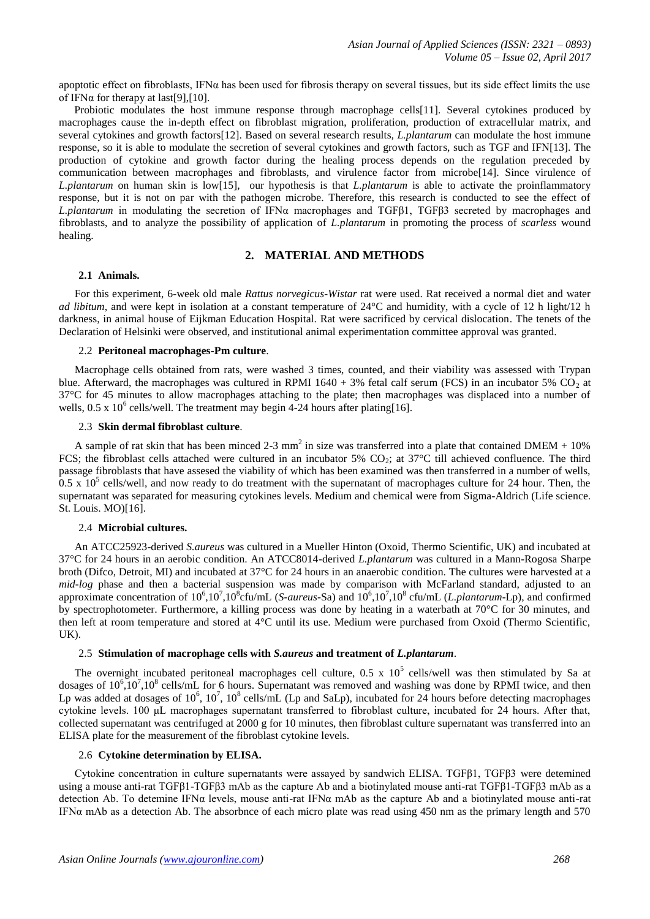apoptotic effect on fibroblasts, IFNα has been used for fibrosis therapy on several tissues, but its side effect limits the use of IFNα for therapy at last[9],[10].

Probiotic modulates the host immune response through macrophage cells[11]. Several cytokines produced by macrophages cause the in-depth effect on fibroblast migration, proliferation, production of extracellular matrix, and several cytokines and growth factors[12]. Based on several research results, *L.plantarum* can modulate the host immune response, so it is able to modulate the secretion of several cytokines and growth factors, such as TGF and IFN[13]. The production of cytokine and growth factor during the healing process depends on the regulation preceded by communication between macrophages and fibroblasts, and virulence factor from microbe[14]. Since virulence of *L.plantarum* on human skin is low[15], our hypothesis is that *L.plantarum* is able to activate the proinflammatory response, but it is not on par with the pathogen microbe. Therefore, this research is conducted to see the effect of *L.plantarum* in modulating the secretion of IFNα macrophages and TGFβ1, TGFβ3 secreted by macrophages and fibroblasts, and to analyze the possibility of application of *L.plantarum* in promoting the process of *scarless* wound healing.

## 2. MATERIAL AND METHODS

### 2.1 Animals.

For this experiment, 6-week old male *Rattus norvegicus-Wistar* rat were used. Rat received a normal diet and water *ad libitum*, and were kept in isolation at a constant temperature of 24°C and humidity, with a cycle of 12 h light/12 h darkness, in animal house of Eijkman Education Hospital. Rat were sacrificed by cervical dislocation. The tenets of the Declaration of Helsinki were observed, and institutional animal experimentation committee approval was granted.

### 2.2 Peritoneal macrophages-Pm culture.

Macrophage cells obtained from rats, were washed 3 times, counted, and their viability was assessed with Trypan blue. Afterward, the macrophages was cultured in RPMI 1640 + 3% fetal calf serum (FCS) in an incubator 5% $CO_2$ at 37°C for 45 minutes to allow macrophages attaching to the plate; then macrophages was displaced into a number of wells, $0.5 \times 10^6$ cells/well. The treatment may begin 4-24 hours after plating[16].

### 2.3 Skin dermal fibroblast culture.

A sample of rat skin that has been minced 2-3 $mm^2$ in size was transferred into a plate that contained DMEM + 10% FCS; the fibroblast cells attached were cultured in an incubator 5% $CO_2$; at 37°C till achieved confluence. The third passage fibroblasts that have assesed the viability of which has been examined was then transferred in a number of wells, $0.5 \times 10^5$ cells/well, and now ready to do treatment with the supernatant of macrophages culture for 24 hour. Then, the supernatant was separated for measuring cytokines levels. Medium and chemical were from Sigma-Aldrich (Life science. St. Louis. MO)[16].

### 2.4 Microbial cultures.

An ATCC25923-derived *S.aureus* was cultured in a Mueller Hinton (Oxoid, Thermo Scientific, UK) and incubated at 37°C for 24 hours in an aerobic condition. An ATCC8014-derived *L.plantarum* was cultured in a Mann-Rogosa Sharpe broth (Difco, Detroit, MI) and incubated at 37°C for 24 hours in an anaerobic condition. The cultures were harvested at a *mid-log* phase and then a bacterial suspension was made by comparison with McFarland standard, adjusted to an approximate concentration of $10^6$,$10^7$,$10^8$cfu/mL (*S-aureus*-Sa) and $10^6$,$10^7$,$10^8$ cfu/mL (*L.plantarum*-Lp), and confirmed by spectrophotometer. Furthermore, a killing process was done by heating in a waterbath at 70°C for 30 minutes, and then left at room temperature and stored at 4°C until its use. Medium were purchased from Oxoid (Thermo Scientific, UK).

### 2.5 Stimulation of macrophage cells with *S.aureus* and treatment of *L.plantarum*.

The overnight incubated peritoneal macrophages cell culture, $0.5 \times 10^5$ cells/well was then stimulated by Sa at dosages of $10^6$,$10^7$,$10^8$ cells/mL for 6 hours. Supernatant was removed and washing was done by RPMI twice, and then Lp was added at dosages of $10^6$, $10^7$, $10^8$ cells/mL (Lp and SaLp), incubated for 24 hours before detecting macrophages cytokine levels. 100 μL macrophages supernatant transferred to fibroblast culture, incubated for 24 hours. After that, collected supernatant was centrifuged at 2000 g for 10 minutes, then fibroblast culture supernatant was transferred into an ELISA plate for the measurement of the fibroblast cytokine levels.

### 2.6 Cytokine determination by ELISA.

Cytokine concentration in culture supernatants were assayed by sandwich ELISA. TGFβ1, TGFβ3 were detemined using a mouse anti-rat TGFβ1-TGFβ3 mAb as the capture Ab and a biotinylated mouse anti-rat TGFβ1-TGFβ3 mAb as a detection Ab. To detemine IFNα levels, mouse anti-rat IFNα mAb as the capture Ab and a biotinylated mouse anti-rat IFNα mAb as a detection Ab. The absorbnce of each micro plate was read using 450 nm as the primary length and 570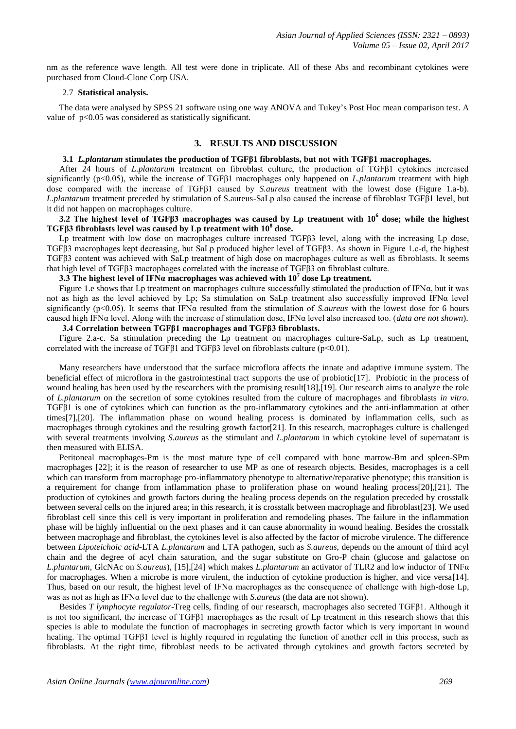nm as the reference wave length. All test were done in triplicate. All of these Abs and recombinant cytokines were purchased from Cloud-Clone Corp USA.

### 2.7 Statistical analysis.

The data were analysed by SPSS 21 software using one way ANOVA and Tukey's Post Hoc mean comparison test. A value of $p<0.05$ was considered as statistically significant.

## 3. RESULTS AND DISCUSSION

### 3.1 *L.plantarum* stimulates the production of TGFβ1 fibroblasts, but not with TGFβ1 macrophages.

After 24 hours of *L.plantarum* treatment on fibroblast culture, the production of TGFβ1 cytokines increased significantly ($p<0.05$), while the increase of TGFβ1 macrophages only happened on *L.plantarum* treatment with high dose compared with the increase of TGFβ1 caused by *S.aureus* treatment with the lowest dose (Figure 1.a-b). *L.plantarum* treatment preceded by stimulation of S.aureus-SaLp also caused the increase of fibroblast TGFβ1 level, but it did not happen on macrophages culture.

### 3.2 The highest level of TGFβ3 macrophages was caused by Lp treatment with $10^6$ dose; while the highest TGFβ3 fibroblasts level was caused by Lp treatment with $10^8$ dose.

Lp treatment with low dose on macrophages culture increased TGFβ3 level, along with the increasing Lp dose, TGFβ3 macrophages kept decreasing, but SaLp produced higher level of TGFβ3. As shown in Figure 1.c-d, the highest TGFβ3 content was achieved with SaLp treatment of high dose on macrophages culture as well as fibroblasts. It seems that high level of TGFβ3 macrophages correlated with the increase of TGFβ3 on fibroblast culture.

### 3.3 The highest level of IFNα macrophages was achieved with $10^7$ dose Lp treatment.

Figure 1.e shows that Lp treatment on macrophages culture successfully stimulated the production of IFNα, but it was not as high as the level achieved by Lp; Sa stimulation on SaLp treatment also successfully improved IFNα level significantly ($p<0.05$). It seems that IFNα resulted from the stimulation of *S.aureus* with the lowest dose for 6 hours caused high IFNα level. Along with the increase of stimulation dose, IFNα level also increased too. (*data are not shown*).

### 3.4 Correlation between TGFβ1 macrophages and TGFβ3 fibroblasts.

Figure 2.a-c. Sa stimulation preceding the Lp treatment on macrophages culture-SaLp, such as Lp treatment, correlated with the increase of TGFβ1 and TGFβ3 level on fibroblasts culture ($p<0.01$).

Many researchers have understood that the surface microflora affects the innate and adaptive immune system. The beneficial effect of microflora in the gastrointestinal tract supports the use of probiotic[17]. Probiotic in the process of wound healing has been used by the researchers with the promising result[18],[19]. Our research aims to analyze the role of *L.plantarum* on the secretion of some cytokines resulted from the culture of macrophages and fibroblasts *in vitro*. TGFβ1 is one of cytokines which can function as the pro-inflammatory cytokines and the anti-inflammation at other times[7],[20]. The inflammation phase on wound healing process is dominated by inflammation cells, such as macrophages through cytokines and the resulting growth factor[21]. In this research, macrophages culture is challenged with several treatments involving *S.aureus* as the stimulant and *L.plantarum* in which cytokine level of supernatant is then measured with ELISA.

Peritoneal macrophages-Pm is the most mature type of cell compared with bone marrow-Bm and spleen-SPm macrophages [22]; it is the reason of researcher to use MP as one of research objects. Besides, macrophages is a cell which can transform from macrophage pro-inflammatory phenotype to alternative/reparative phenotype; this transition is a requirement for change from inflammation phase to proliferation phase on wound healing process[20],[21]. The production of cytokines and growth factors during the healing process depends on the regulation preceded by crosstalk between several cells on the injured area; in this research, it is crosstalk between macrophage and fibroblast[23]. We used fibroblast cell since this cell is very important in proliferation and remodeling phases. The failure in the inflammation phase will be highly influential on the next phases and it can cause abnormality in wound healing. Besides the crosstalk between macrophage and fibroblast, the cytokines level is also affected by the factor of microbe virulence. The difference between *Lipoteichoic acid*-LTA *L.plantarum* and LTA pathogen, such as *S.aureus*, depends on the amount of third acyl chain and the degree of acyl chain saturation, and the sugar substitute on Gro-P chain (glucose and galactose on *L.plantarum*, GlcNAc on *S.aureus*), [15],[24] which makes *L.plantarum* an activator of TLR2 and low inductor of TNFα for macrophages. When a microbe is more virulent, the induction of cytokine production is higher, and vice versa[14]. Thus, based on our result, the highest level of IFNα macrophages as the consequence of challenge with high-dose Lp, was as not as high as IFNα level due to the challenge with *S.aureus* (the data are not shown).

Besides *T lymphocyte regulator*-Treg cells, finding of our researsch, macrophages also secreted TGFβ1. Although it is not too significant, the increase of TGFβ1 macrophages as the result of Lp treatment in this research shows that this species is able to modulate the function of macrophages in secreting growth factor which is very important in wound healing. The optimal TGFβ1 level is highly required in regulating the function of another cell in this process, such as fibroblasts. At the right time, fibroblast needs to be activated through cytokines and growth factors secreted by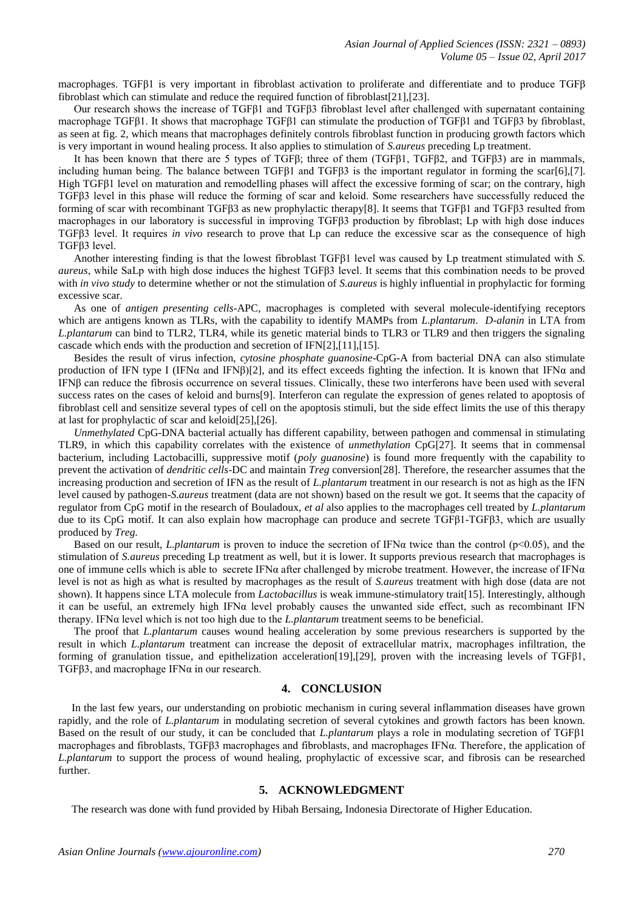macrophages. TGFβ1 is very important in fibroblast activation to proliferate and differentiate and to produce TGFβ fibroblast which can stimulate and reduce the required function of fibroblast[21],[23].

Our research shows the increase of TGFβ1 and TGFβ3 fibroblast level after challenged with supernatant containing macrophage TGFβ1. It shows that macrophage TGFβ1 can stimulate the production of TGFβ1 and TGFβ3 by fibroblast, as seen at fig. 2, which means that macrophages definitely controls fibroblast function in producing growth factors which is very important in wound healing process. It also applies to stimulation of *S.aureus* preceding Lp treatment.

It has been known that there are 5 types of TGFβ; three of them (TGFβ1, TGFβ2, and TGFβ3) are in mammals, including human being. The balance between TGFβ1 and TGFβ3 is the important regulator in forming the scar[6],[7]. High TGFβ1 level on maturation and remodelling phases will affect the excessive forming of scar; on the contrary, high TGFβ3 level in this phase will reduce the forming of scar and keloid. Some researchers have successfully reduced the forming of scar with recombinant TGFβ3 as new prophylactic therapy[8]. It seems that TGFβ1 and TGFβ3 resulted from macrophages in our laboratory is successful in improving TGFβ3 production by fibroblast; Lp with high dose induces TGFβ3 level. It requires *in vivo* research to prove that Lp can reduce the excessive scar as the consequence of high TGFβ3 level.

Another interesting finding is that the lowest fibroblast TGFβ1 level was caused by Lp treatment stimulated with *S. aureus*, while SaLp with high dose induces the highest TGFβ3 level. It seems that this combination needs to be proved with *in vivo study* to determine whether or not the stimulation of *S.aureus* is highly influential in prophylactic for forming excessive scar.

As one of *antigen presenting cells*-APC, macrophages is completed with several molecule-identifying receptors which are antigens known as TLRs, with the capability to identify MAMPs from *L.plantarum*. *D-alanin* in LTA from *L.plantarum* can bind to TLR2, TLR4, while its genetic material binds to TLR3 or TLR9 and then triggers the signaling cascade which ends with the production and secretion of IFN[2],[11],[15].

Besides the result of virus infection, *cytosine phosphate guanosine*-CpG-A from bacterial DNA can also stimulate production of IFN type I (IFNα and IFNβ)[2], and its effect exceeds fighting the infection. It is known that IFNα and IFNβ can reduce the fibrosis occurrence on several tissues. Clinically, these two interferons have been used with several success rates on the cases of keloid and burns[9]. Interferon can regulate the expression of genes related to apoptosis of fibroblast cell and sensitize several types of cell on the apoptosis stimuli, but the side effect limits the use of this therapy at last for prophylactic of scar and keloid[25],[26].

*Unmethylated* CpG-DNA bacterial actually has different capability, between pathogen and commensal in stimulating TLR9, in which this capability correlates with the existence of *unmethylation* CpG[27]. It seems that in commensal bacterium, including Lactobacilli, suppressive motif (*poly guanosine*) is found more frequently with the capability to prevent the activation of *dendritic cells*-DC and maintain *Treg* conversion[28]. Therefore, the researcher assumes that the increasing production and secretion of IFN as the result of *L.plantarum* treatment in our research is not as high as the IFN level caused by pathogen-*S.aureus* treatment (data are not shown) based on the result we got. It seems that the capacity of regulator from CpG motif in the research of Bouladoux, *et al* also applies to the macrophages cell treated by *L.plantarum* due to its CpG motif. It can also explain how macrophage can produce and secrete TGFβ1-TGFβ3, which are usually produced by *Treg.*

Based on our result, *L.plantarum* is proven to induce the secretion of IFNα twice than the control ($p<0.05$), and the stimulation of *S.aureus* preceding Lp treatment as well, but it is lower. It supports previous research that macrophages is one of immune cells which is able to secrete IFNα after challenged by microbe treatment. However, the increase of IFNα level is not as high as what is resulted by macrophages as the result of *S.aureus* treatment with high dose (data are not shown). It happens since LTA molecule from *Lactobacillus* is weak immune-stimulatory trait[15]. Interestingly, although it can be useful, an extremely high IFNα level probably causes the unwanted side effect, such as recombinant IFN therapy. IFNα level which is not too high due to the *L.plantarum* treatment seems to be beneficial.

The proof that *L.plantarum* causes wound healing acceleration by some previous researchers is supported by the result in which *L.plantarum* treatment can increase the deposit of extracellular matrix, macrophages infiltration, the forming of granulation tissue, and epithelization acceleration[19],[29], proven with the increasing levels of TGFβ1, TGFβ3, and macrophage IFNα in our research.

## 4. CONCLUSION

In the last few years, our understanding on probiotic mechanism in curing several inflammation diseases have grown rapidly, and the role of *L.plantarum* in modulating secretion of several cytokines and growth factors has been known. Based on the result of our study, it can be concluded that *L.plantarum* plays a role in modulating secretion of TGFβ1 macrophages and fibroblasts, TGFβ3 macrophages and fibroblasts, and macrophages IFNα. Therefore, the application of *L.plantarum* to support the process of wound healing, prophylactic of excessive scar, and fibrosis can be researched further.

## 5. ACKNOWLEDGMENT

The research was done with fund provided by Hibah Bersaing, Indonesia Directorate of Higher Education.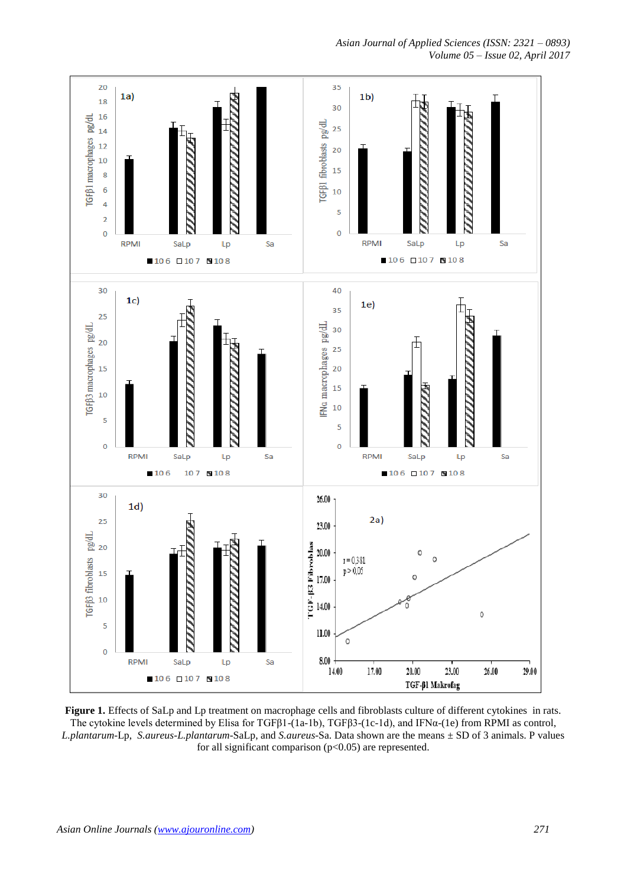1a)

TGFβ1 macrophages pg/dL

20
18
16
14
12
10
8
6
4
2
0

RPMI SaLp Lp Sa

■10 6 □10 7 ▧10 8

1b)

TGFβ1 fibroblasts pg/dL

35
30
25
20
15
10
5
0

RPMI SaLp Lp Sa

■10 6 □10 7 ▧10 8

1c)

TGFβ3 macrophages pg/dL

30
25
20
15
10
5
0

RPMI SaLp Lp Sa

■10 6 10 7 ▧10 8

1e)

IFNα macrophages pg/dL

40
35
30
25
20
15
10
5
0

RPMI SaLp Lp Sa

■10 6 □10 7 ▧10 8

1d)

TGFβ3 fibroblasts pg/dL

30
25
20
15
10
5
0

RPMI SaLp Lp Sa

■10 6 □10 7 ▧10 8

2a)

r=0.381
p>0,05

TGF-β3 Fibroblas

26.00
23.00
20.00
17.00
14.00
11.00
8.00

14.00 17.00 20.00 23.00 26.00 29.00

TGF-β1 Makrofag

**Figure 1.** Effects of SaLp and Lp treatment on macrophage cells and fibroblasts culture of different cytokines in rats. The cytokine levels determined by Elisa for TGFβ1-(1a-1b), TGFβ3-(1c-1d), and IFNα-(1e) from RPMI as control, *L.plantarum*-Lp, *S.aureus-L.plantarum*-SaLp, and *S.aureus*-Sa. Data shown are the means ± SD of 3 animals. P values for all significant comparison ($p<0.05$) are represented.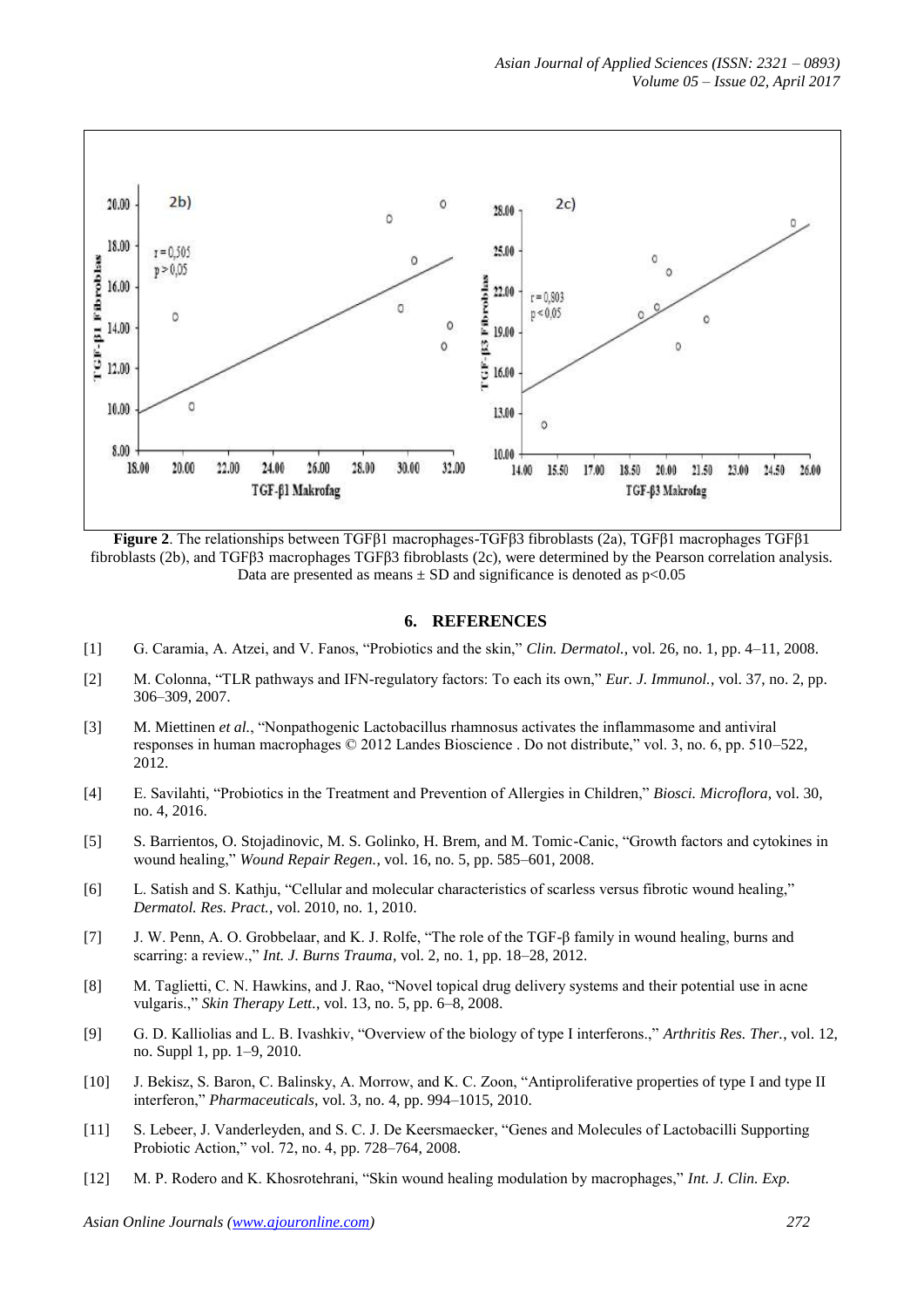2b)

r = 0,505
p > 0,05

TGF-β1 Fibroblas

20.00
18.00
16.00
14.00
12.00
10.00
8.00

18.00 20.00 22.00 24.00 26.00 28.00 30.00 32.00

TGF-β1 Makrofag

2c)

r = 0,803
p < 0,05

TGF-β3 Fibroblas

28.00
25.00
22.00
19.00
16.00
13.00
10.00

14.00 15.50 17.00 18.50 20.00 21.50 23.00 24.50 26.00

TGF-β3 Makrofag

**Figure 2**. The relationships between TGFβ1 macrophages-TGFβ3 fibroblasts (2a), TGFβ1 macrophages TGFβ1 fibroblasts (2b), and TGFβ3 macrophages TGFβ3 fibroblasts (2c), were determined by the Pearson correlation analysis. Data are presented as means ± SD and significance is denoted as $p<0.05$

## 6. REFERENCES

[1] G. Caramia, A. Atzei, and V. Fanos, "Probiotics and the skin," *Clin. Dermatol.*, vol. 26, no. 1, pp. 4–11, 2008.

[2] M. Colonna, "TLR pathways and IFN-regulatory factors: To each its own," *Eur. J. Immunol.*, vol. 37, no. 2, pp. 306–309, 2007.

[3] M. Miettinen *et al.*, "Nonpathogenic Lactobacillus rhamnosus activates the inflammasome and antiviral responses in human macrophages © 2012 Landes Bioscience . Do not distribute," vol. 3, no. 6, pp. 510–522, 2012.

[4] E. Savilahti, "Probiotics in the Treatment and Prevention of Allergies in Children," *Biosci. Microflora*, vol. 30, no. 4, 2016.

[5] S. Barrientos, O. Stojadinovic, M. S. Golinko, H. Brem, and M. Tomic-Canic, "Growth factors and cytokines in wound healing," *Wound Repair Regen.*, vol. 16, no. 5, pp. 585–601, 2008.

[6] L. Satish and S. Kathju, "Cellular and molecular characteristics of scarless versus fibrotic wound healing," *Dermatol. Res. Pract.*, vol. 2010, no. 1, 2010.

[7] J. W. Penn, A. O. Grobbelaar, and K. J. Rolfe, "The role of the TGF-β family in wound healing, burns and scarring: a review.," *Int. J. Burns Trauma*, vol. 2, no. 1, pp. 18–28, 2012.

[8] M. Taglietti, C. N. Hawkins, and J. Rao, "Novel topical drug delivery systems and their potential use in acne vulgaris.," *Skin Therapy Lett.*, vol. 13, no. 5, pp. 6–8, 2008.

[9] G. D. Kalliolias and L. B. Ivashkiv, "Overview of the biology of type I interferons.," *Arthritis Res. Ther.*, vol. 12, no. Suppl 1, pp. 1–9, 2010.

[10] J. Bekisz, S. Baron, C. Balinsky, A. Morrow, and K. C. Zoon, "Antiproliferative properties of type I and type II interferon," *Pharmaceuticals*, vol. 3, no. 4, pp. 994–1015, 2010.

[11] S. Lebeer, J. Vanderleyden, and S. C. J. De Keersmaecker, "Genes and Molecules of Lactobacilli Supporting Probiotic Action," vol. 72, no. 4, pp. 728–764, 2008.

[12] M. P. Rodero and K. Khosrotehrani, "Skin wound healing modulation by macrophages," *Int. J. Clin. Exp.*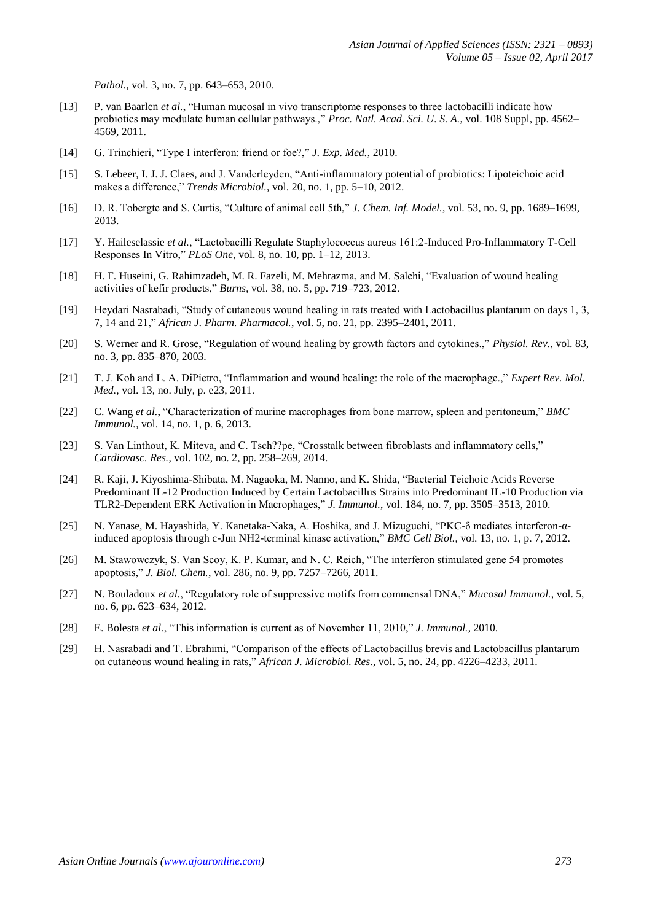*Pathol.*, vol. 3, no. 7, pp. 643–653, 2010.

[13] P. van Baarlen *et al.*, "Human mucosal in vivo transcriptome responses to three lactobacilli indicate how probiotics may modulate human cellular pathways.," *Proc. Natl. Acad. Sci. U. S. A.*, vol. 108 Suppl, pp. 4562–4569, 2011.

[14] G. Trinchieri, "Type I interferon: friend or foe?," *J. Exp. Med.*, 2010.

[15] S. Lebeer, I. J. J. Claes, and J. Vanderleyden, "Anti-inflammatory potential of probiotics: Lipoteichoic acid makes a difference," *Trends Microbiol.*, vol. 20, no. 1, pp. 5–10, 2012.

[16] D. R. Tobergte and S. Curtis, "Culture of animal cell 5th," *J. Chem. Inf. Model.*, vol. 53, no. 9, pp. 1689–1699, 2013.

[17] Y. Haileselassie *et al.*, "Lactobacilli Regulate Staphylococcus aureus 161:2-Induced Pro-Inflammatory T-Cell Responses In Vitro," *PLoS One*, vol. 8, no. 10, pp. 1–12, 2013.

[18] H. F. Huseini, G. Rahimzadeh, M. R. Fazeli, M. Mehrazma, and M. Salehi, "Evaluation of wound healing activities of kefir products," *Burns*, vol. 38, no. 5, pp. 719–723, 2012.

[19] Heydari Nasrabadi, "Study of cutaneous wound healing in rats treated with Lactobacillus plantarum on days 1, 3, 7, 14 and 21," *African J. Pharm. Pharmacol.*, vol. 5, no. 21, pp. 2395–2401, 2011.

[20] S. Werner and R. Grose, "Regulation of wound healing by growth factors and cytokines.," *Physiol. Rev.*, vol. 83, no. 3, pp. 835–870, 2003.

[21] T. J. Koh and L. A. DiPietro, "Inflammation and wound healing: the role of the macrophage.," *Expert Rev. Mol. Med.*, vol. 13, no. July, p. e23, 2011.

[22] C. Wang *et al.*, "Characterization of murine macrophages from bone marrow, spleen and peritoneum," *BMC Immunol.*, vol. 14, no. 1, p. 6, 2013.

[23] S. Van Linthout, K. Miteva, and C. Tsch??pe, "Crosstalk between fibroblasts and inflammatory cells," *Cardiovasc. Res.*, vol. 102, no. 2, pp. 258–269, 2014.

[24] R. Kaji, J. Kiyoshima-Shibata, M. Nagaoka, M. Nanno, and K. Shida, "Bacterial Teichoic Acids Reverse Predominant IL-12 Production Induced by Certain Lactobacillus Strains into Predominant IL-10 Production via TLR2-Dependent ERK Activation in Macrophages," *J. Immunol.*, vol. 184, no. 7, pp. 3505–3513, 2010.

[25] N. Yanase, M. Hayashida, Y. Kanetaka-Naka, A. Hoshika, and J. Mizuguchi, "PKC-δ mediates interferon-α-induced apoptosis through c-Jun NH2-terminal kinase activation," *BMC Cell Biol.*, vol. 13, no. 1, p. 7, 2012.

[26] M. Stawowczyk, S. Van Scoy, K. P. Kumar, and N. C. Reich, "The interferon stimulated gene 54 promotes apoptosis," *J. Biol. Chem.*, vol. 286, no. 9, pp. 7257–7266, 2011.

[27] N. Bouladoux *et al.*, "Regulatory role of suppressive motifs from commensal DNA," *Mucosal Immunol.*, vol. 5, no. 6, pp. 623–634, 2012.

[28] E. Bolesta *et al.*, "This information is current as of November 11, 2010," *J. Immunol.*, 2010.

[29] H. Nasrabadi and T. Ebrahimi, "Comparison of the effects of Lactobacillus brevis and Lactobacillus plantarum on cutaneous wound healing in rats," *African J. Microbiol. Res.*, vol. 5, no. 24, pp. 4226–4233, 2011.